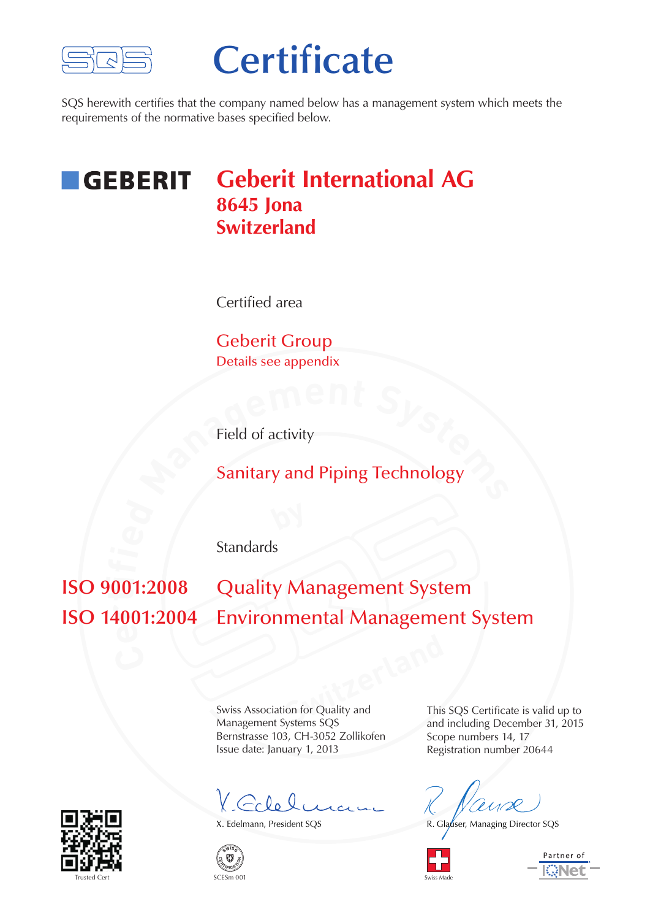SQS

# Certificate

SQS herewith certifies that the company named below has a management system which meets the requirements of the normative bases specified below.

GEBERIT

## Geberit International AG
**8645 Jona**
**Switzerland**

Certified area

Geberit Group
Details see appendix

Field of activity

Sanitary and Piping Technology

Standards

| | |
|---|---|
| **ISO 9001:2008** | Quality Management System |
| **ISO 14001:2004** | Environmental Management System |

Swiss Association for Quality and Management Systems SQS
Bernstrasse 103, CH-3052 Zollikofen
Issue date: January 1, 2013

This SQS Certificate is valid up to and including December 31, 2015
Scope numbers 14, 17
Registration number 20644

X. Edelmann, President SQS

R. Glauser, Managing Director SQS

Trusted Cert

SCESm 001

Swiss Made

Partner of IQNet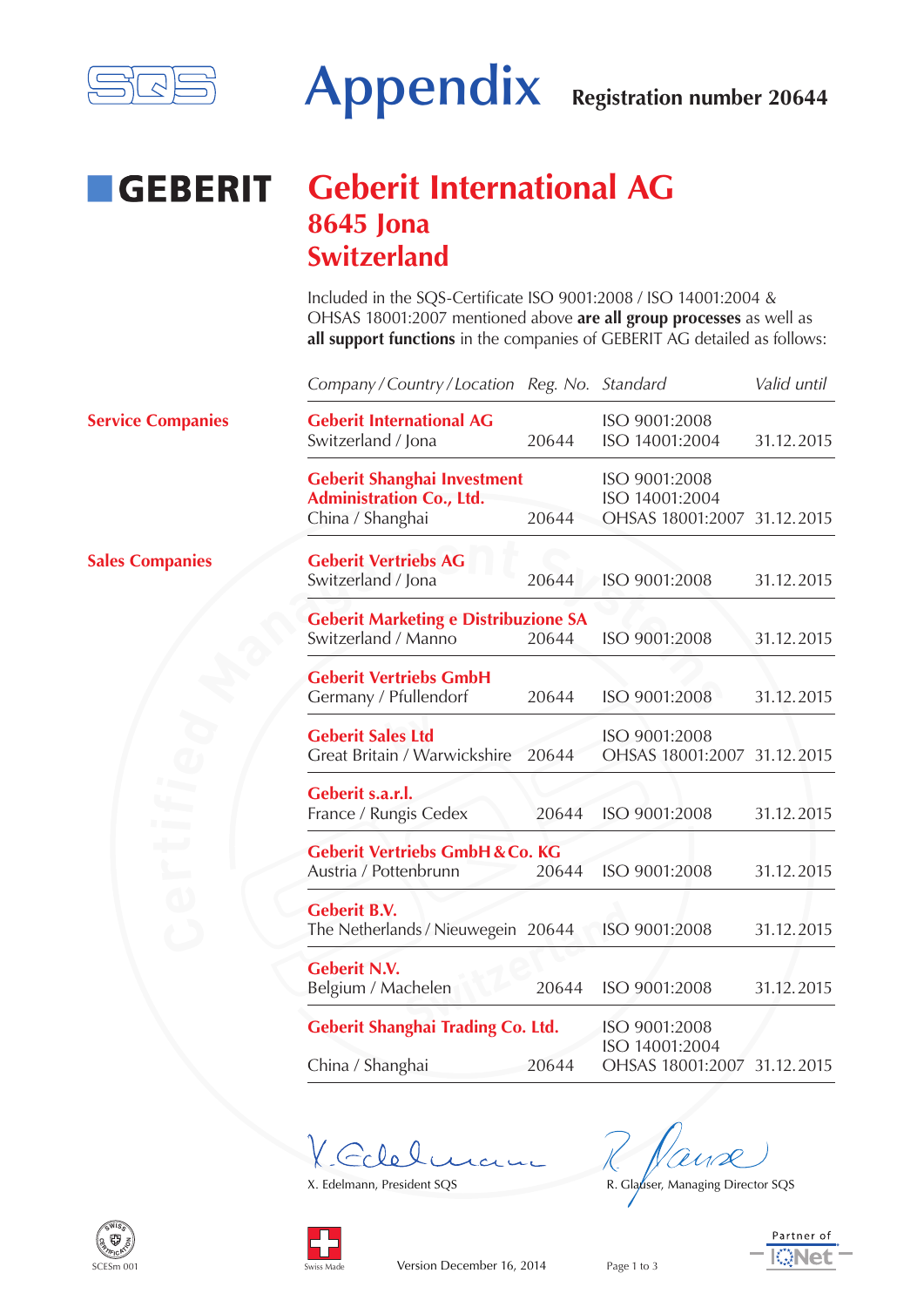# Appendix

**Registration number 20644**

GEBERIT

## Geberit International AG
## 8645 Jona
## Switzerland

Included in the SQS-Certificate ISO 9001:2008 / ISO 14001:2004 & OHSAS 18001:2007 mentioned above **are all group processes** as well as **all support functions** in the companies of GEBERIT AG detailed as follows:

| | *Company / Country / Location* | *Reg. No.* | *Standard* | *Valid until* |
|---|---|---|---|---|
| **Service Companies** | **Geberit International AG**<br>Switzerland / Jona | 20644 | ISO 9001:2008<br>ISO 14001:2004 | 31.12.2015 |
| | **Geberit Shanghai Investment Administration Co., Ltd.**<br>China / Shanghai | 20644 | ISO 9001:2008<br>ISO 14001:2004<br>OHSAS 18001:2007 | 31.12.2015 |
| **Sales Companies** | **Geberit Vertriebs AG**<br>Switzerland / Jona | 20644 | ISO 9001:2008 | 31.12.2015 |
| | **Geberit Marketing e Distribuzione SA**<br>Switzerland / Manno | 20644 | ISO 9001:2008 | 31.12.2015 |
| | **Geberit Vertriebs GmbH**<br>Germany / Pfullendorf | 20644 | ISO 9001:2008 | 31.12.2015 |
| | **Geberit Sales Ltd**<br>Great Britain / Warwickshire | 20644 | ISO 9001:2008<br>OHSAS 18001:2007 | 31.12.2015 |
| | **Geberit s.a.r.l.**<br>France / Rungis Cedex | 20644 | ISO 9001:2008 | 31.12.2015 |
| | **Geberit Vertriebs GmbH & Co. KG**<br>Austria / Pottenbrunn | 20644 | ISO 9001:2008 | 31.12.2015 |
| | **Geberit B.V.**<br>The Netherlands / Nieuwegein | 20644 | ISO 9001:2008 | 31.12.2015 |
| | **Geberit N.V.**<br>Belgium / Machelen | 20644 | ISO 9001:2008 | 31.12.2015 |
| | **Geberit Shanghai Trading Co. Ltd.**<br>China / Shanghai | 20644 | ISO 9001:2008<br>ISO 14001:2004<br>OHSAS 18001:2007 | 31.12.2015 |

X. Edelmann, President SQS

R. Glauser, Managing Director SQS

SCESm 001

Swiss Made

Version December 16, 2014

Partner of IQNet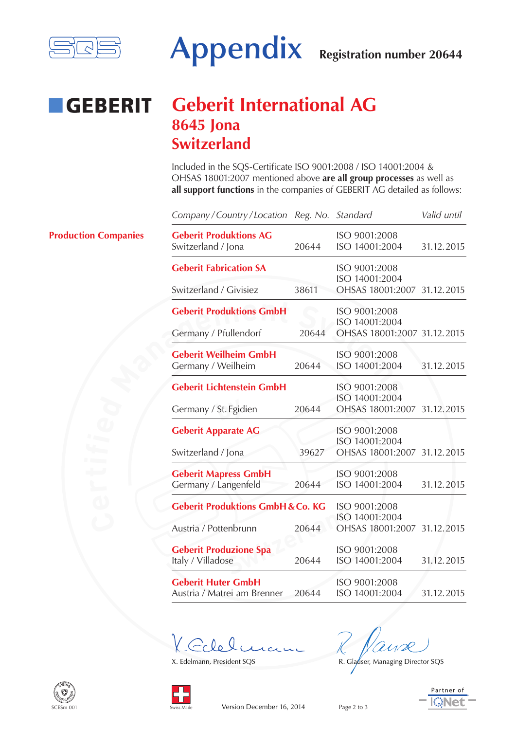# Appendix

**Registration number 20644**

GEBERIT

## Geberit International AG
### 8645 Jona
### Switzerland

Included in the SQS-Certificate ISO 9001:2008 / ISO 14001:2004 & OHSAS 18001:2007 mentioned above **are all group processes** as well as **all support functions** in the companies of GEBERIT AG detailed as follows:

**Production Companies**

| *Company / Country / Location* | *Reg. No.* | *Standard* | *Valid until* |
|---|---|---|---|
| **Geberit Produktions AG** Switzerland / Jona | 20644 | ISO 9001:2008 ISO 14001:2004 | 31.12.2015 |
| **Geberit Fabrication SA** Switzerland / Givisiez | 38611 | ISO 9001:2008 ISO 14001:2004 OHSAS 18001:2007 | 31.12.2015 |
| **Geberit Produktions GmbH** Germany / Pfullendorf | 20644 | ISO 9001:2008 ISO 14001:2004 OHSAS 18001:2007 | 31.12.2015 |
| **Geberit Weilheim GmbH** Germany / Weilheim | 20644 | ISO 9001:2008 ISO 14001:2004 | 31.12.2015 |
| **Geberit Lichtenstein GmbH** Germany / St. Egidien | 20644 | ISO 9001:2008 ISO 14001:2004 OHSAS 18001:2007 | 31.12.2015 |
| **Geberit Apparate AG** Switzerland / Jona | 39627 | ISO 9001:2008 ISO 14001:2004 OHSAS 18001:2007 | 31.12.2015 |
| **Geberit Mapress GmbH** Germany / Langenfeld | 20644 | ISO 9001:2008 ISO 14001:2004 | 31.12.2015 |
| **Geberit Produktions GmbH & Co. KG** Austria / Pottenbrunn | 20644 | ISO 9001:2008 ISO 14001:2004 OHSAS 18001:2007 | 31.12.2015 |
| **Geberit Produzione Spa** Italy / Villadose | 20644 | ISO 9001:2008 ISO 14001:2004 | 31.12.2015 |
| **Geberit Huter GmbH** Austria / Matrei am Brenner | 20644 | ISO 9001:2008 ISO 14001:2004 | 31.12.2015 |

X. Edelmann, President SQS

R. Glauser, Managing Director SQS

SCESm 001

Swiss Made

Version December 16, 2014

Partner of IQNet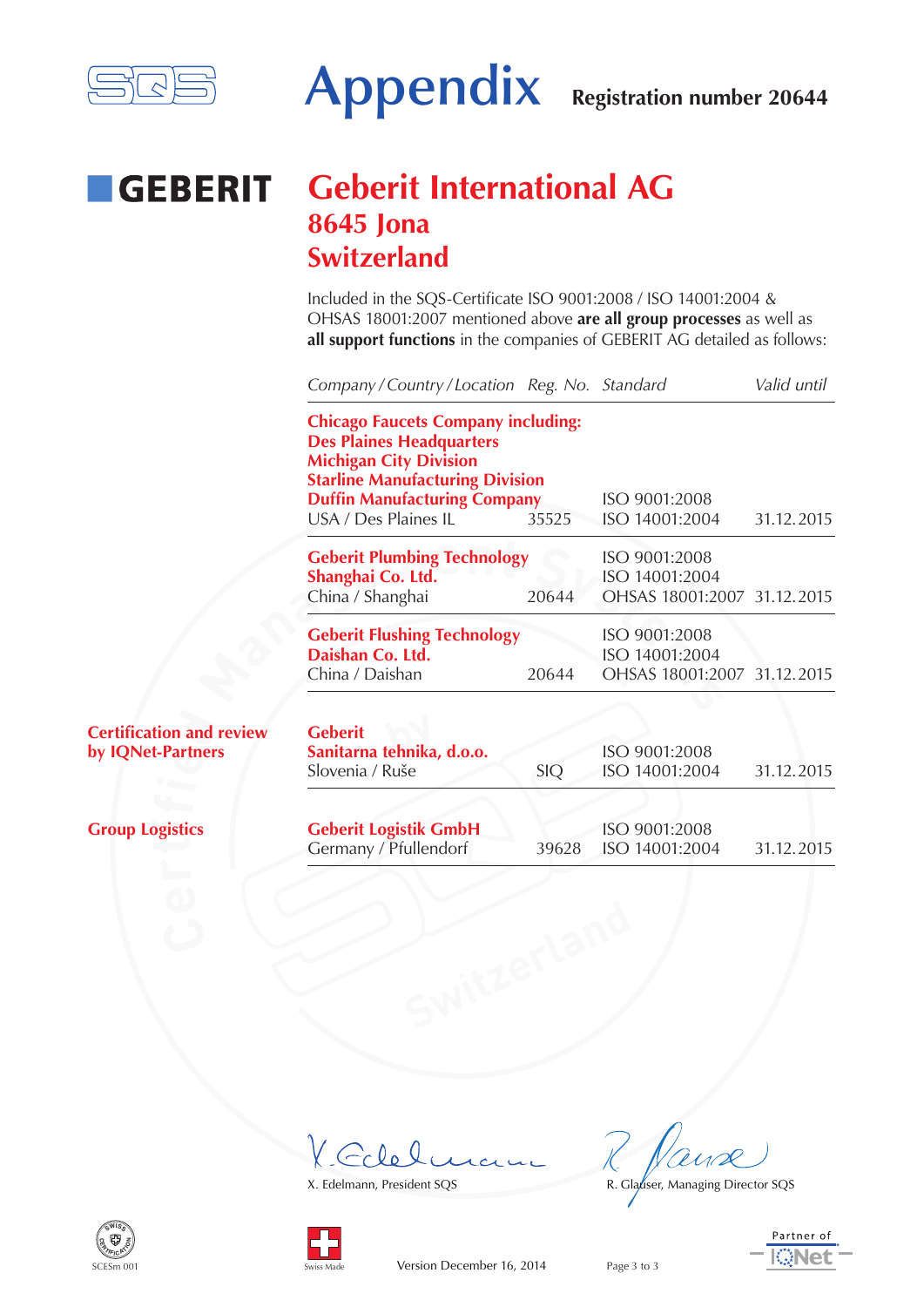# Appendix

**Registration number 20644**

GEBERIT

## Geberit International AG
## 8645 Jona
## Switzerland

Included in the SQS-Certificate ISO 9001:2008 / ISO 14001:2004 & OHSAS 18001:2007 mentioned above **are all group processes** as well as **all support functions** in the companies of GEBERIT AG detailed as follows:

| | *Company / Country / Location* | *Reg. No.* | *Standard* | *Valid until* |
|---|---|---|---|---|
| | **Chicago Faucets Company including:** **Des Plaines Headquarters** **Michigan City Division** **Starline Manufacturing Division** **Duffin Manufacturing Company** USA / Des Plaines IL | 35525 | ISO 9001:2008 ISO 14001:2004 | 31.12.2015 |
| | **Geberit Plumbing Technology Shanghai Co. Ltd.** China / Shanghai | 20644 | ISO 9001:2008 ISO 14001:2004 OHSAS 18001:2007 | 31.12.2015 |
| | **Geberit Flushing Technology Daishan Co. Ltd.** China / Daishan | 20644 | ISO 9001:2008 ISO 14001:2004 OHSAS 18001:2007 | 31.12.2015 |
| **Certification and review by IQNet-Partners** | **Geberit Sanitarna tehnika, d.o.o.** Slovenia / Ruše | SIQ | ISO 9001:2008 ISO 14001:2004 | 31.12.2015 |
| **Group Logistics** | **Geberit Logistik GmbH** Germany / Pfullendorf | 39628 | ISO 9001:2008 ISO 14001:2004 | 31.12.2015 |

X. Edelmann, President SQS

R. Glauser, Managing Director SQS

SCESm 001

Swiss Made

Version December 16, 2014

Partner of IQNet